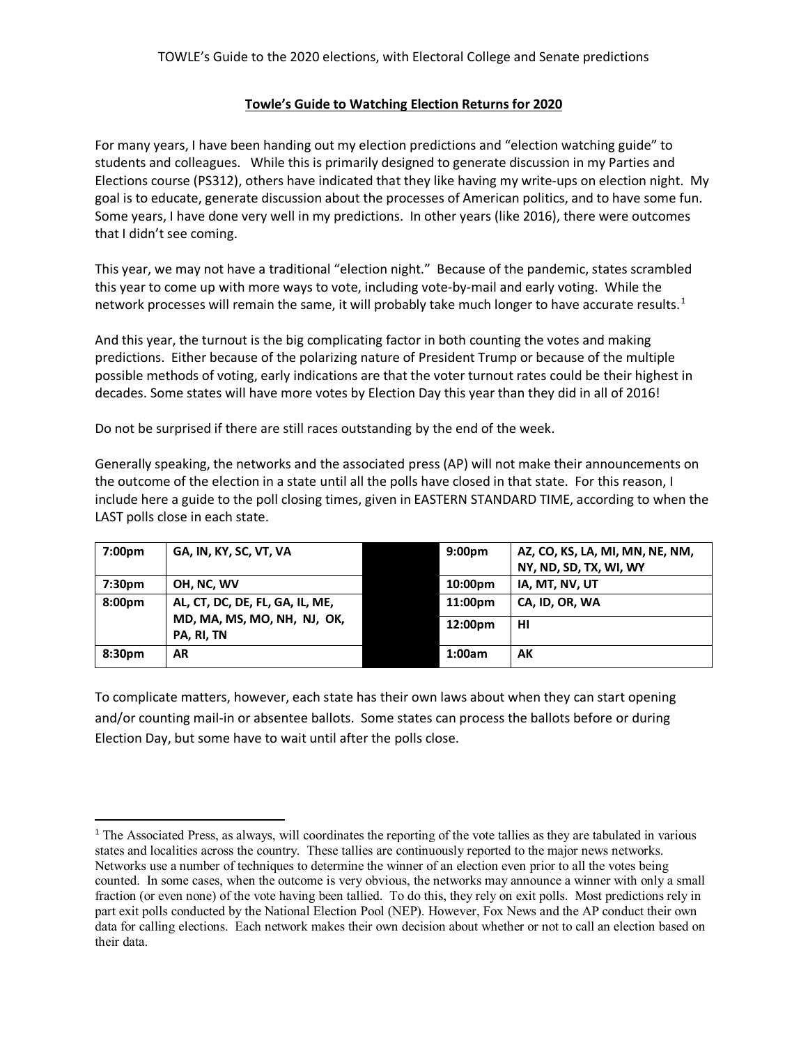## Towle's Guide to Watching Election Returns for 2020

For many years, I have been handing out my election predictions and "election watching guide" to students and colleagues. While this is primarily designed to generate discussion in my Parties and Elections course (PS312), others have indicated that they like having my write-ups on election night. My goal is to educate, generate discussion about the processes of American politics, and to have some fun. Some years, I have done very well in my predictions. In other years (like 2016), there were outcomes that I didn't see coming.

This year, we may not have a traditional "election night." Because of the pandemic, states scrambled this year to come up with more ways to vote, including vote-by-mail and early voting. While the network processes will remain the same, it will probably take much longer to have accurate results.[1]

And this year, the turnout is the big complicating factor in both counting the votes and making predictions. Either because of the polarizing nature of President Trump or because of the multiple possible methods of voting, early indications are that the voter turnout rates could be their highest in decades. Some states will have more votes by Election Day this year than they did in all of 2016!

Do not be surprised if there are still races outstanding by the end of the week.

Generally speaking, the networks and the associated press (AP) will not make their announcements on the outcome of the election in a state until all the polls have closed in that state. For this reason, I include here a guide to the poll closing times, given in EASTERN STANDARD TIME, according to when the LAST polls close in each state.

| Time | States | Time | States |
|---|---|---|---|
| **7:00pm** | **GA, IN, KY, SC, VT, VA** | **9:00pm** | **AZ, CO, KS, LA, MI, MN, NE, NM, NY, ND, SD, TX, WI, WY** |
| **7:30pm** | **OH, NC, WV** | **10:00pm** | **IA, MT, NV, UT** |
| **8:00pm** | **AL, CT, DC, DE, FL, GA, IL, ME, MD, MA, MS, MO, NH, NJ, OK, PA, RI, TN** | **11:00pm** | **CA, ID, OR, WA** |
| | | **12:00pm** | **HI** |
| **8:30pm** | **AR** | **1:00am** | **AK** |

To complicate matters, however, each state has their own laws about when they can start opening and/or counting mail-in or absentee ballots. Some states can process the ballots before or during Election Day, but some have to wait until after the polls close.

---

[1] The Associated Press, as always, will coordinates the reporting of the vote tallies as they are tabulated in various states and localities across the country. These tallies are continuously reported to the major news networks. Networks use a number of techniques to determine the winner of an election even prior to all the votes being counted. In some cases, when the outcome is very obvious, the networks may announce a winner with only a small fraction (or even none) of the vote having been tallied. To do this, they rely on exit polls. Most predictions rely in part exit polls conducted by the National Election Pool (NEP). However, Fox News and the AP conduct their own data for calling elections. Each network makes their own decision about whether or not to call an election based on their data.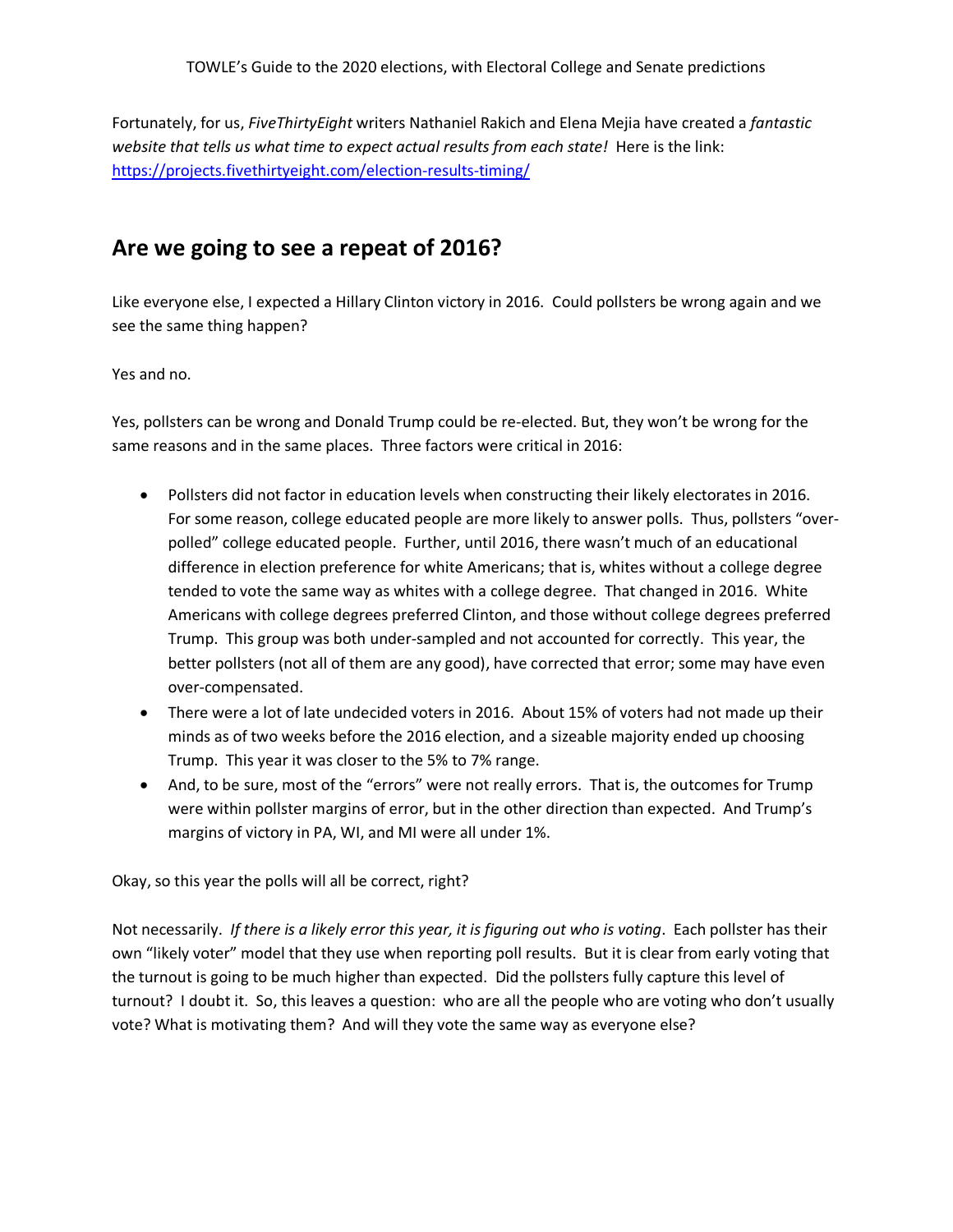Fortunately, for us, *FiveThirtyEight* writers Nathaniel Rakich and Elena Mejia have created a *fantastic website that tells us what time to expect actual results from each state!* Here is the link: [https://projects.fivethirtyeight.com/election-results-timing/](https://projects.fivethirtyeight.com/election-results-timing/)

## Are we going to see a repeat of 2016?

Like everyone else, I expected a Hillary Clinton victory in 2016. Could pollsters be wrong again and we see the same thing happen?

Yes and no.

Yes, pollsters can be wrong and Donald Trump could be re-elected. But, they won't be wrong for the same reasons and in the same places. Three factors were critical in 2016:

- Pollsters did not factor in education levels when constructing their likely electorates in 2016. For some reason, college educated people are more likely to answer polls. Thus, pollsters "over-polled" college educated people. Further, until 2016, there wasn't much of an educational difference in election preference for white Americans; that is, whites without a college degree tended to vote the same way as whites with a college degree. That changed in 2016. White Americans with college degrees preferred Clinton, and those without college degrees preferred Trump. This group was both under-sampled and not accounted for correctly. This year, the better pollsters (not all of them are any good), have corrected that error; some may have even over-compensated.
- There were a lot of late undecided voters in 2016. About 15% of voters had not made up their minds as of two weeks before the 2016 election, and a sizeable majority ended up choosing Trump. This year it was closer to the 5% to 7% range.
- And, to be sure, most of the "errors" were not really errors. That is, the outcomes for Trump were within pollster margins of error, but in the other direction than expected. And Trump's margins of victory in PA, WI, and MI were all under 1%.

Okay, so this year the polls will all be correct, right?

Not necessarily. *If there is a likely error this year, it is figuring out who is voting*. Each pollster has their own "likely voter" model that they use when reporting poll results. But it is clear from early voting that the turnout is going to be much higher than expected. Did the pollsters fully capture this level of turnout? I doubt it. So, this leaves a question: who are all the people who are voting who don't usually vote? What is motivating them? And will they vote the same way as everyone else?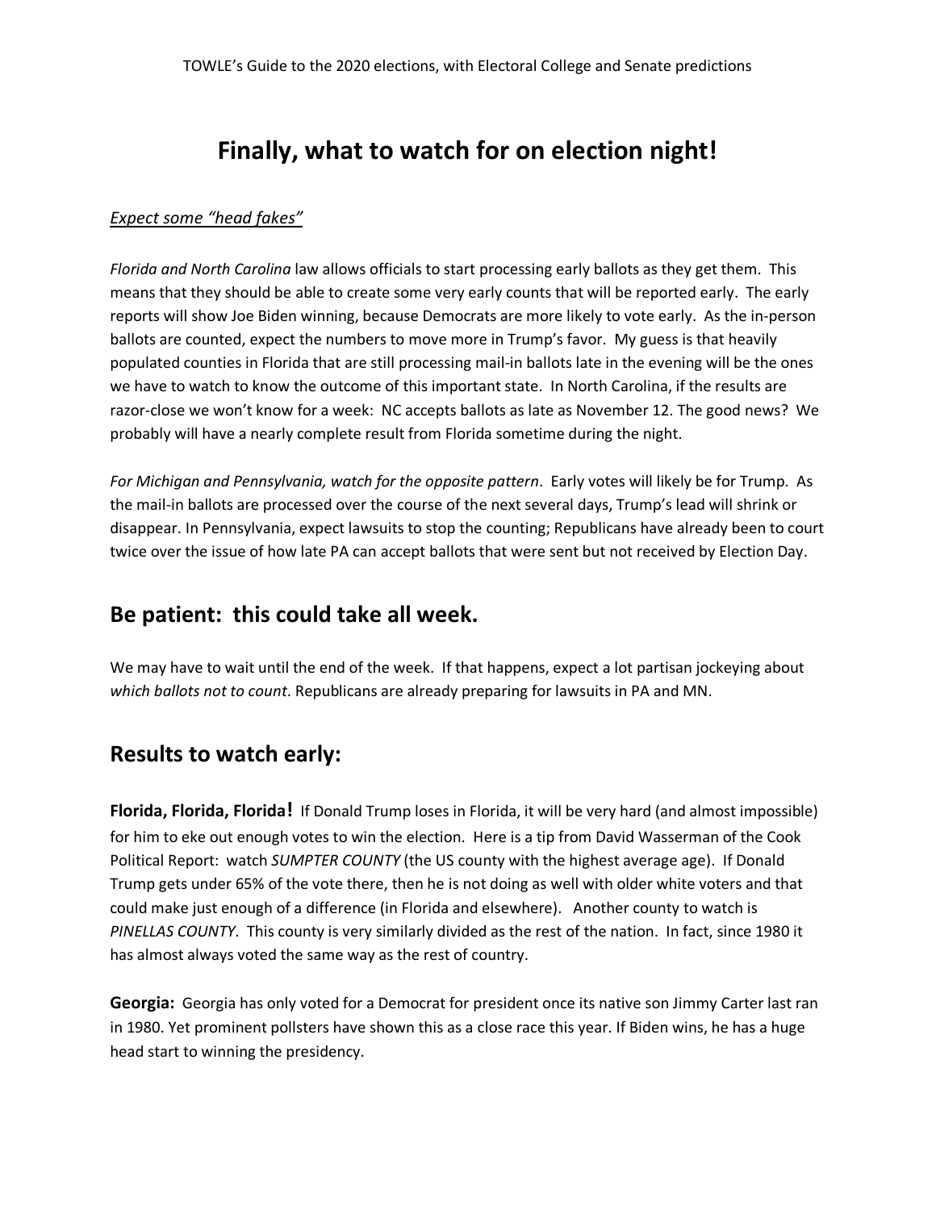# Finally, what to watch for on election night!

*Expect some "head fakes"*

*Florida and North Carolina* law allows officials to start processing early ballots as they get them. This means that they should be able to create some very early counts that will be reported early. The early reports will show Joe Biden winning, because Democrats are more likely to vote early. As the in-person ballots are counted, expect the numbers to move more in Trump's favor. My guess is that heavily populated counties in Florida that are still processing mail-in ballots late in the evening will be the ones we have to watch to know the outcome of this important state. In North Carolina, if the results are razor-close we won't know for a week: NC accepts ballots as late as November 12. The good news? We probably will have a nearly complete result from Florida sometime during the night.

*For Michigan and Pennsylvania, watch for the opposite pattern*. Early votes will likely be for Trump. As the mail-in ballots are processed over the course of the next several days, Trump's lead will shrink or disappear. In Pennsylvania, expect lawsuits to stop the counting; Republicans have already been to court twice over the issue of how late PA can accept ballots that were sent but not received by Election Day.

## Be patient: this could take all week.

We may have to wait until the end of the week. If that happens, expect a lot partisan jockeying about *which ballots not to count*. Republicans are already preparing for lawsuits in PA and MN.

## Results to watch early:

**Florida, Florida, Florida!** If Donald Trump loses in Florida, it will be very hard (and almost impossible) for him to eke out enough votes to win the election. Here is a tip from David Wasserman of the Cook Political Report: watch *SUMPTER COUNTY* (the US county with the highest average age). If Donald Trump gets under 65% of the vote there, then he is not doing as well with older white voters and that could make just enough of a difference (in Florida and elsewhere). Another county to watch is *PINELLAS COUNTY*. This county is very similarly divided as the rest of the nation. In fact, since 1980 it has almost always voted the same way as the rest of country.

**Georgia:** Georgia has only voted for a Democrat for president once its native son Jimmy Carter last ran in 1980. Yet prominent pollsters have shown this as a close race this year. If Biden wins, he has a huge head start to winning the presidency.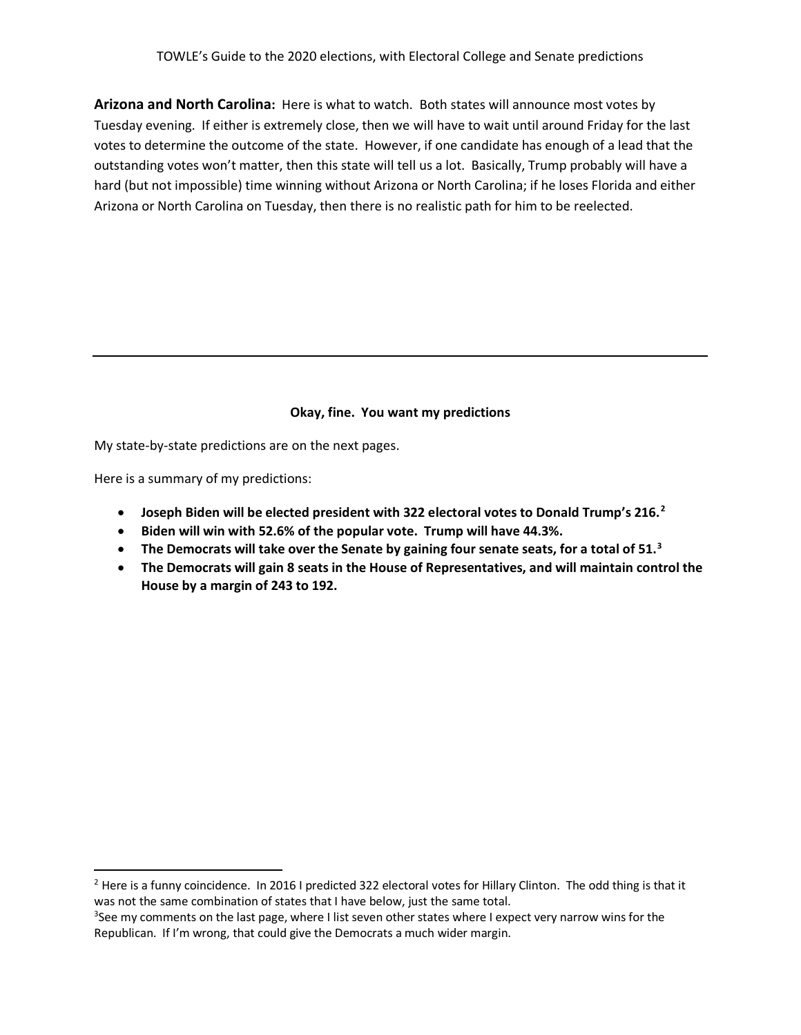**Arizona and North Carolina:** Here is what to watch. Both states will announce most votes by Tuesday evening. If either is extremely close, then we will have to wait until around Friday for the last votes to determine the outcome of the state. However, if one candidate has enough of a lead that the outstanding votes won't matter, then this state will tell us a lot. Basically, Trump probably will have a hard (but not impossible) time winning without Arizona or North Carolina; if he loses Florida and either Arizona or North Carolina on Tuesday, then there is no realistic path for him to be reelected.

---

**Okay, fine. You want my predictions**

My state-by-state predictions are on the next pages.

Here is a summary of my predictions:

- **Joseph Biden will be elected president with 322 electoral votes to Donald Trump's 216.[2]**
- **Biden will win with 52.6% of the popular vote. Trump will have 44.3%.**
- **The Democrats will take over the Senate by gaining four senate seats, for a total of 51.[3]**
- **The Democrats will gain 8 seats in the House of Representatives, and will maintain control the House by a margin of 243 to 192.**

---

[2] Here is a funny coincidence. In 2016 I predicted 322 electoral votes for Hillary Clinton. The odd thing is that it was not the same combination of states that I have below, just the same total.

[3] See my comments on the last page, where I list seven other states where I expect very narrow wins for the Republican. If I'm wrong, that could give the Democrats a much wider margin.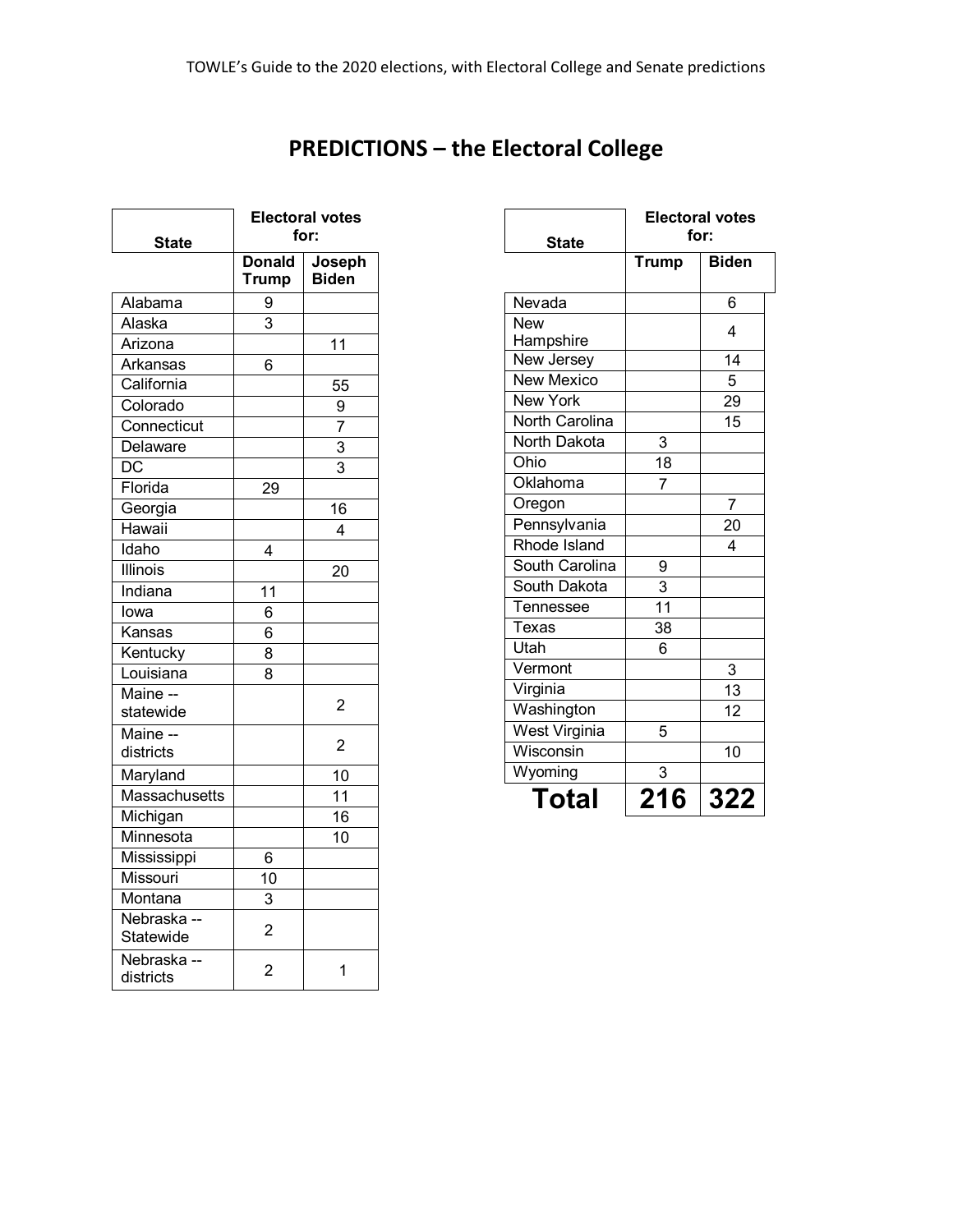# PREDICTIONS – the Electoral College

| State | Electoral votes for: | |
|---|---|---|
| | Donald Trump | Joseph Biden |
| Alabama | 9 | |
| Alaska | 3 | |
| Arizona | | 11 |
| Arkansas | 6 | |
| California | | 55 |
| Colorado | | 9 |
| Connecticut | | 7 |
| Delaware | | 3 |
| DC | | 3 |
| Florida | 29 | |
| Georgia | | 16 |
| Hawaii | | 4 |
| Idaho | 4 | |
| Illinois | | 20 |
| Indiana | 11 | |
| Iowa | 6 | |
| Kansas | 6 | |
| Kentucky | 8 | |
| Louisiana | 8 | |
| Maine -- statewide | | 2 |
| Maine -- districts | | 2 |
| Maryland | | 10 |
| Massachusetts | | 11 |
| Michigan | | 16 |
| Minnesota | | 10 |
| Mississippi | 6 | |
| Missouri | 10 | |
| Montana | 3 | |
| Nebraska -- Statewide | 2 | |
| Nebraska -- districts | 2 | 1 |

| State | Electoral votes for: | |
|---|---|---|
| | Trump | Biden |
| Nevada | | 6 |
| New Hampshire | | 4 |
| New Jersey | | 14 |
| New Mexico | | 5 |
| New York | | 29 |
| North Carolina | | 15 |
| North Dakota | 3 | |
| Ohio | 18 | |
| Oklahoma | 7 | |
| Oregon | | 7 |
| Pennsylvania | | 20 |
| Rhode Island | | 4 |
| South Carolina | 9 | |
| South Dakota | 3 | |
| Tennessee | 11 | |
| Texas | 38 | |
| Utah | 6 | |
| Vermont | | 3 |
| Virginia | | 13 |
| Washington | | 12 |
| West Virginia | 5 | |
| Wisconsin | | 10 |
| Wyoming | 3 | |
| **Total** | **216** | **322** |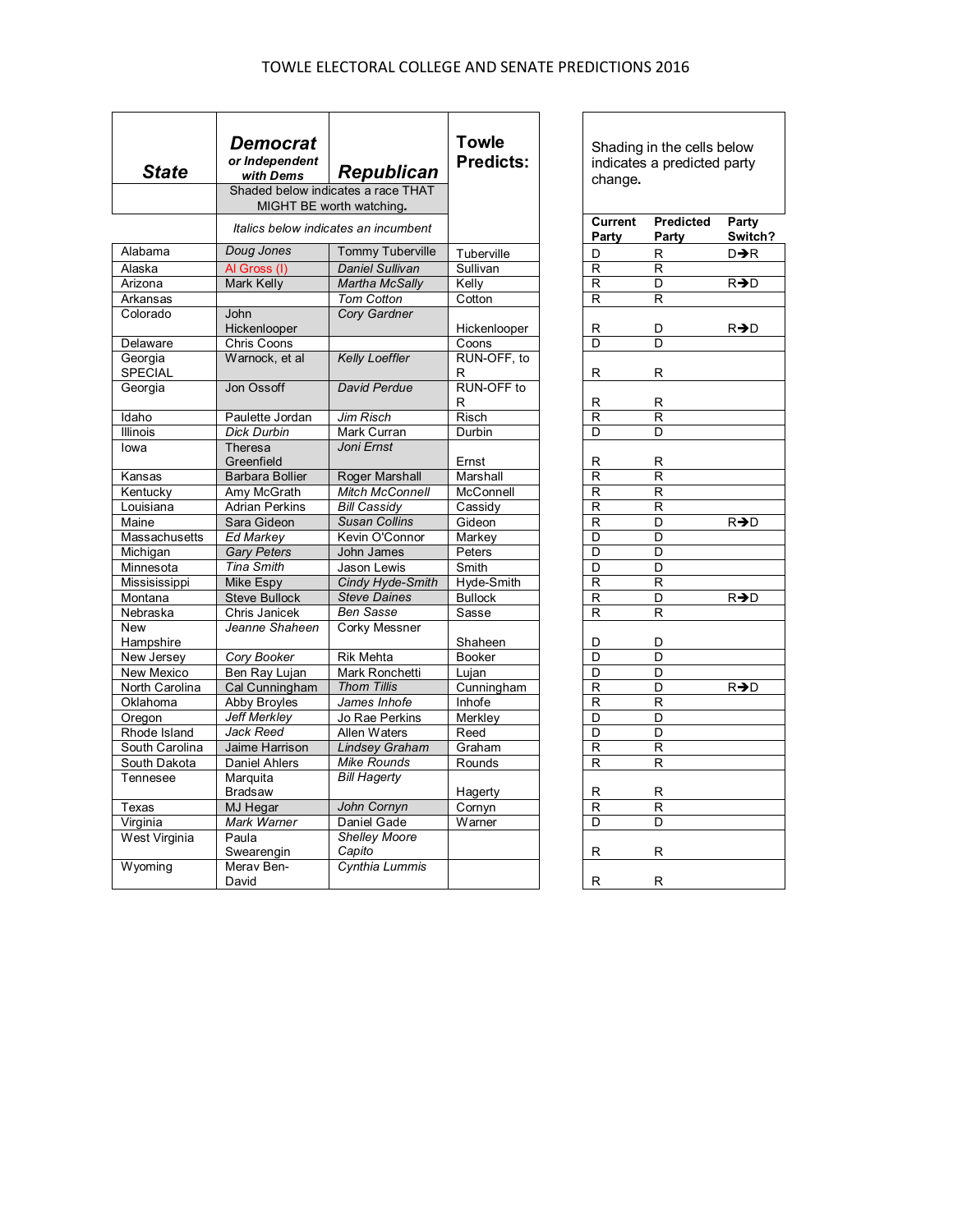TOWLE ELECTORAL COLLEGE AND SENATE PREDICTIONS 2016

| **State** | **Democrat** *or Independent with Dems* | **Republican** | **Towle Predicts:** |
|---|---|---|---|
| | Shaded below indicates a race THAT MIGHT BE worth watching. | | |
| | *Italics below indicates an incumbent* | | |
| Alabama | *Doug Jones* | Tommy Tuberville | Tuberville |
| Alaska | Al Gross (I) | *Daniel Sullivan* | Sullivan |
| Arizona | Mark Kelly | *Martha McSally* | Kelly |
| Arkansas | | *Tom Cotton* | Cotton |
| Colorado | John Hickenlooper | *Cory Gardner* | Hickenlooper |
| Delaware | Chris Coons | | Coons |
| Georgia SPECIAL | Warnock, et al | *Kelly Loeffler* | RUN-OFF, to R |
| Georgia | Jon Ossoff | *David Perdue* | RUN-OFF to R |
| Idaho | Paulette Jordan | *Jim Risch* | Risch |
| Illinois | *Dick Durbin* | Mark Curran | Durbin |
| Iowa | Theresa Greenfield | *Joni Ernst* | Ernst |
| Kansas | Barbara Bollier | Roger Marshall | Marshall |
| Kentucky | Amy McGrath | *Mitch McConnell* | McConnell |
| Louisiana | Adrian Perkins | *Bill Cassidy* | Cassidy |
| Maine | Sara Gideon | *Susan Collins* | Gideon |
| Massachusetts | *Ed Markey* | Kevin O'Connor | Markey |
| Michigan | *Gary Peters* | John James | Peters |
| Minnesota | *Tina Smith* | Jason Lewis | Smith |
| Mississippi | Mike Espy | *Cindy Hyde-Smith* | Hyde-Smith |
| Montana | Steve Bullock | *Steve Daines* | Bullock |
| Nebraska | Chris Janicek | *Ben Sasse* | Sasse |
| New Hampshire | *Jeanne Shaheen* | Corky Messner | Shaheen |
| New Jersey | *Cory Booker* | Rik Mehta | Booker |
| New Mexico | Ben Ray Lujan | Mark Ronchetti | Lujan |
| North Carolina | Cal Cunningham | *Thom Tillis* | Cunningham |
| Oklahoma | Abby Broyles | *James Inhofe* | Inhofe |
| Oregon | *Jeff Merkley* | Jo Rae Perkins | Merkley |
| Rhode Island | *Jack Reed* | Allen Waters | Reed |
| South Carolina | Jaime Harrison | *Lindsey Graham* | Graham |
| South Dakota | Daniel Ahlers | *Mike Rounds* | Rounds |
| Tennesee | Marquita Bradsaw | *Bill Hagerty* | Hagerty |
| Texas | MJ Hegar | *John Cornyn* | Cornyn |
| Virginia | *Mark Warner* | Daniel Gade | Warner |
| West Virginia | Paula Swearengin | *Shelley Moore Capito* | |
| Wyoming | Merav Ben-David | *Cynthia Lummis* | |

Shading in the cells below indicates a predicted party change.

| **Current Party** | **Predicted Party** | **Party Switch?** |
|---|---|---|
| D | R | D→R |
| R | R | |
| R | D | R→D |
| R | R | |
| R | D | R→D |
| D | D | |
| R | R | |
| R | R | |
| R | R | |
| D | D | |
| R | R | |
| R | R | |
| R | R | |
| R | R | |
| R | D | R→D |
| D | D | |
| D | D | |
| D | D | |
| R | R | |
| R | D | R→D |
| R | R | |
| D | D | |
| D | D | |
| D | D | |
| R | D | R→D |
| R | R | |
| D | D | |
| D | D | |
| R | R | |
| R | R | |
| R | R | |
| R | R | |
| D | D | |
| R | R | |
| R | R | |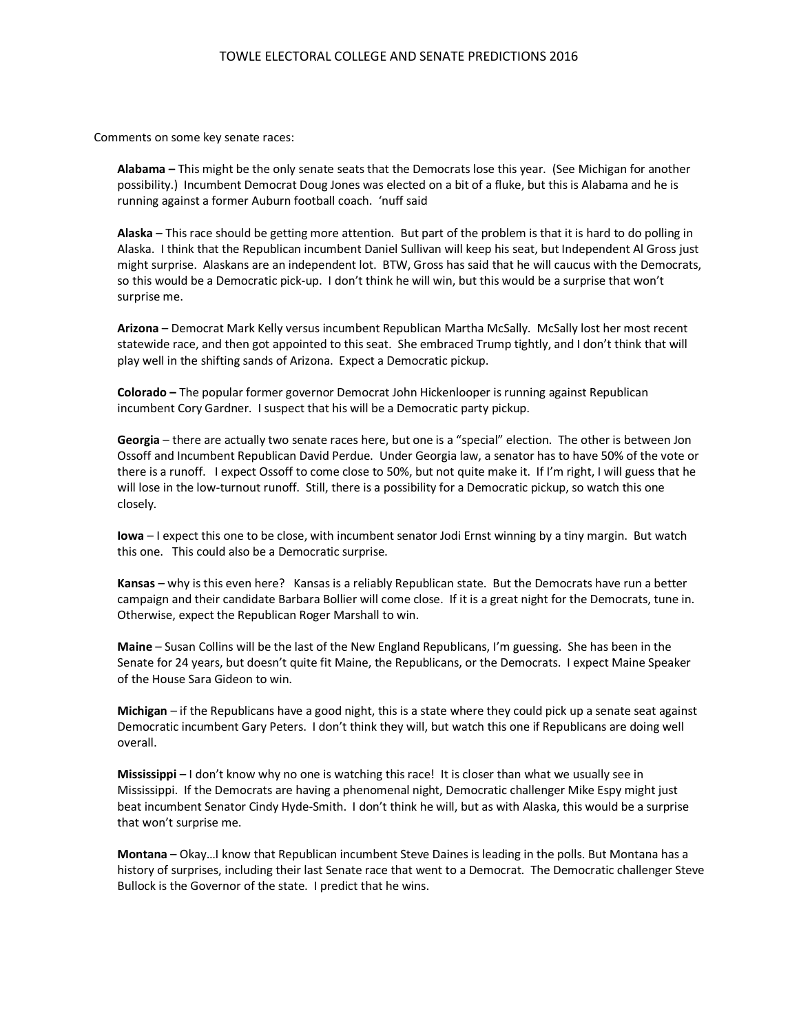TOWLE ELECTORAL COLLEGE AND SENATE PREDICTIONS 2016

Comments on some key senate races:

**Alabama –** This might be the only senate seats that the Democrats lose this year. (See Michigan for another possibility.) Incumbent Democrat Doug Jones was elected on a bit of a fluke, but this is Alabama and he is running against a former Auburn football coach. 'nuff said

**Alaska** – This race should be getting more attention. But part of the problem is that it is hard to do polling in Alaska. I think that the Republican incumbent Daniel Sullivan will keep his seat, but Independent Al Gross just might surprise. Alaskans are an independent lot. BTW, Gross has said that he will caucus with the Democrats, so this would be a Democratic pick-up. I don't think he will win, but this would be a surprise that won't surprise me.

**Arizona** – Democrat Mark Kelly versus incumbent Republican Martha McSally. McSally lost her most recent statewide race, and then got appointed to this seat. She embraced Trump tightly, and I don't think that will play well in the shifting sands of Arizona. Expect a Democratic pickup.

**Colorado –** The popular former governor Democrat John Hickenlooper is running against Republican incumbent Cory Gardner. I suspect that his will be a Democratic party pickup.

**Georgia** – there are actually two senate races here, but one is a "special" election. The other is between Jon Ossoff and Incumbent Republican David Perdue. Under Georgia law, a senator has to have 50% of the vote or there is a runoff. I expect Ossoff to come close to 50%, but not quite make it. If I'm right, I will guess that he will lose in the low-turnout runoff. Still, there is a possibility for a Democratic pickup, so watch this one closely.

**Iowa** – I expect this one to be close, with incumbent senator Jodi Ernst winning by a tiny margin. But watch this one. This could also be a Democratic surprise.

**Kansas** – why is this even here? Kansas is a reliably Republican state. But the Democrats have run a better campaign and their candidate Barbara Bollier will come close. If it is a great night for the Democrats, tune in. Otherwise, expect the Republican Roger Marshall to win.

**Maine** – Susan Collins will be the last of the New England Republicans, I'm guessing. She has been in the Senate for 24 years, but doesn't quite fit Maine, the Republicans, or the Democrats. I expect Maine Speaker of the House Sara Gideon to win.

**Michigan** – if the Republicans have a good night, this is a state where they could pick up a senate seat against Democratic incumbent Gary Peters. I don't think they will, but watch this one if Republicans are doing well overall.

**Mississippi** – I don't know why no one is watching this race! It is closer than what we usually see in Mississippi. If the Democrats are having a phenomenal night, Democratic challenger Mike Espy might just beat incumbent Senator Cindy Hyde-Smith. I don't think he will, but as with Alaska, this would be a surprise that won't surprise me.

**Montana** – Okay…I know that Republican incumbent Steve Daines is leading in the polls. But Montana has a history of surprises, including their last Senate race that went to a Democrat. The Democratic challenger Steve Bullock is the Governor of the state. I predict that he wins.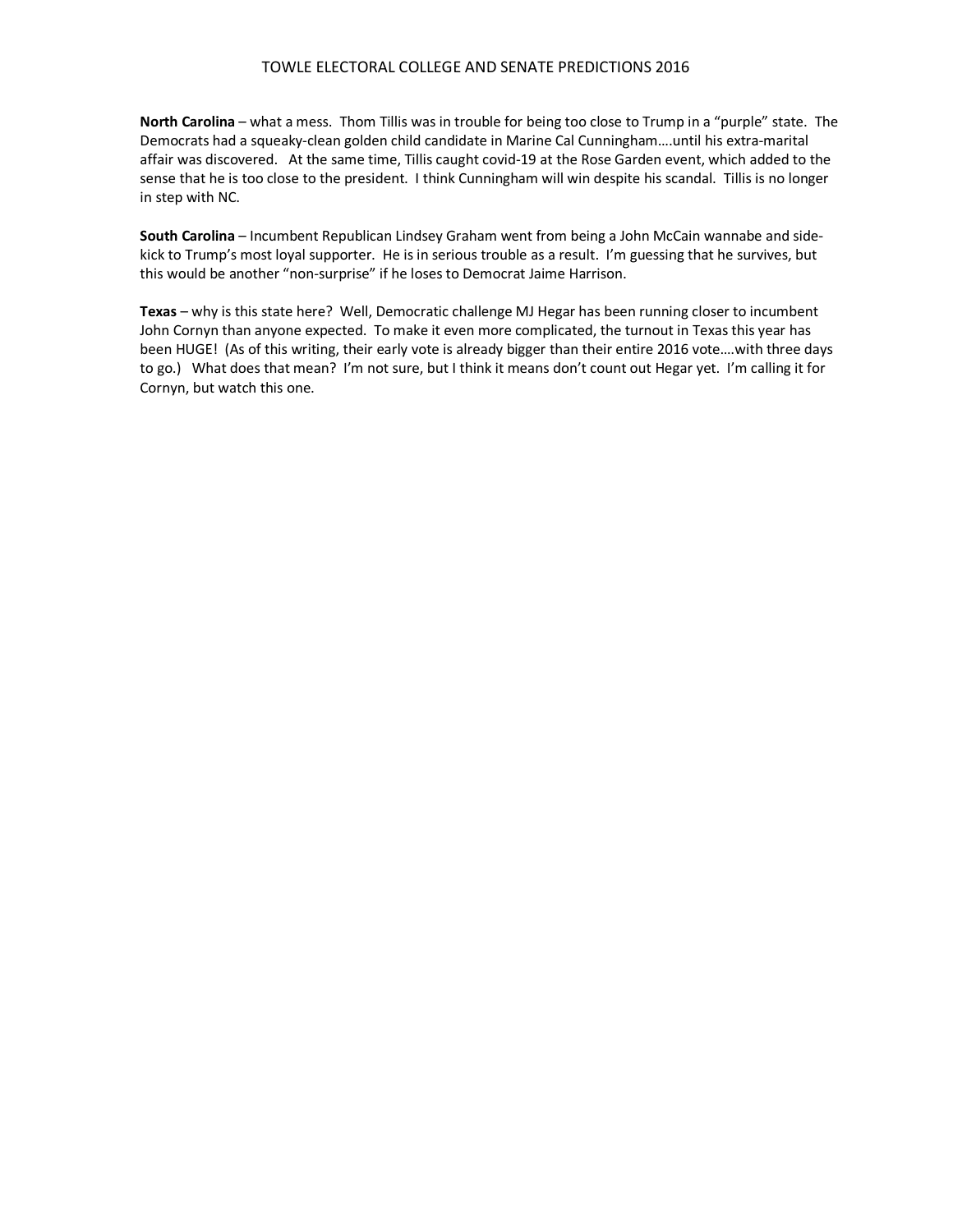**North Carolina** – what a mess. Thom Tillis was in trouble for being too close to Trump in a "purple" state. The Democrats had a squeaky-clean golden child candidate in Marine Cal Cunningham….until his extra-marital affair was discovered. At the same time, Tillis caught covid-19 at the Rose Garden event, which added to the sense that he is too close to the president. I think Cunningham will win despite his scandal. Tillis is no longer in step with NC.

**South Carolina** – Incumbent Republican Lindsey Graham went from being a John McCain wannabe and side-kick to Trump's most loyal supporter. He is in serious trouble as a result. I'm guessing that he survives, but this would be another "non-surprise" if he loses to Democrat Jaime Harrison.

**Texas** – why is this state here? Well, Democratic challenge MJ Hegar has been running closer to incumbent John Cornyn than anyone expected. To make it even more complicated, the turnout in Texas this year has been HUGE! (As of this writing, their early vote is already bigger than their entire 2016 vote….with three days to go.) What does that mean? I'm not sure, but I think it means don't count out Hegar yet. I'm calling it for Cornyn, but watch this one.